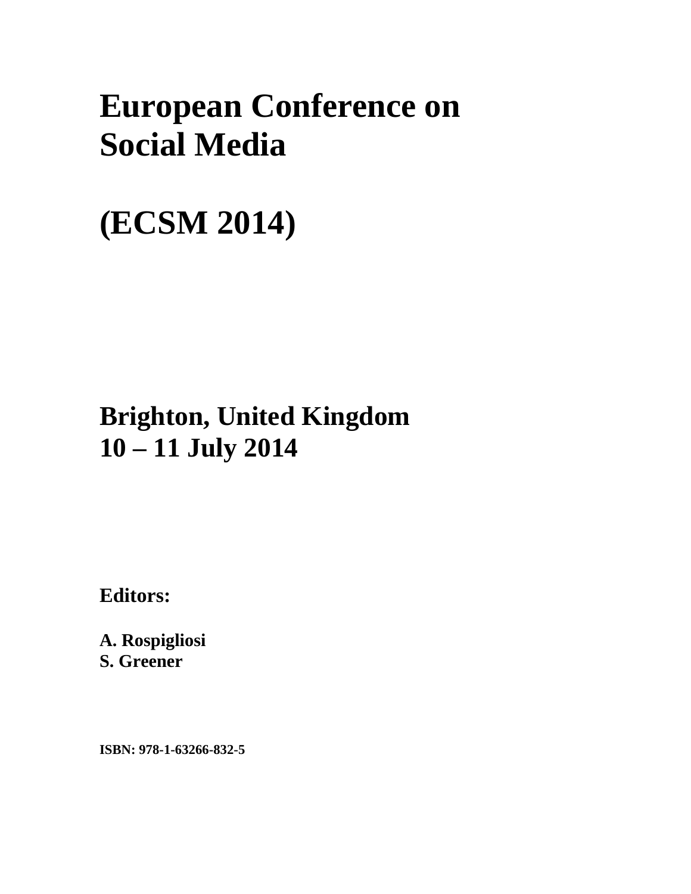# European Conference on Social Media

# (ECSM 2014)

## Brighton, United Kingdom
## 10 – 11 July 2014

**Editors:**

**A. Rospigliosi**
**S. Greener**

**ISBN: 978-1-63266-832-5**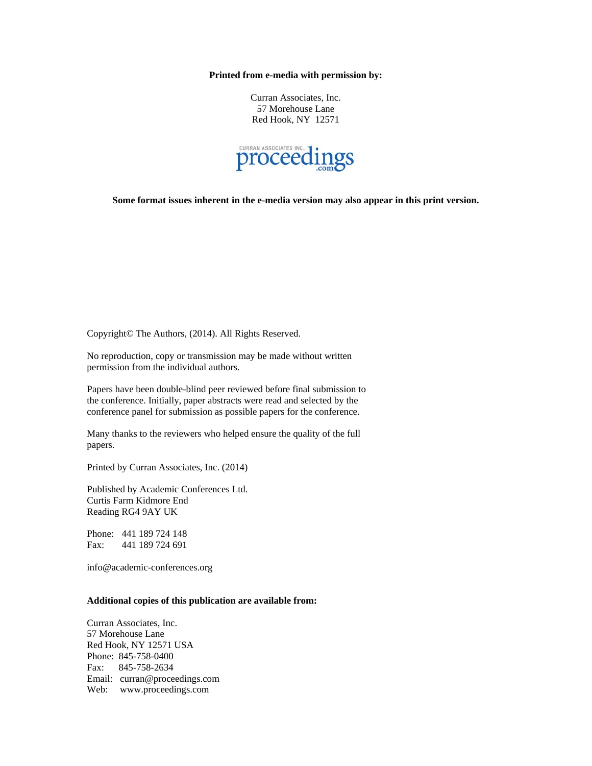**Printed from e-media with permission by:**

Curran Associates, Inc.
57 Morehouse Lane
Red Hook, NY 12571

**Some format issues inherent in the e-media version may also appear in this print version.**

Copyright© The Authors, (2014). All Rights Reserved.

No reproduction, copy or transmission may be made without written permission from the individual authors.

Papers have been double-blind peer reviewed before final submission to the conference. Initially, paper abstracts were read and selected by the conference panel for submission as possible papers for the conference.

Many thanks to the reviewers who helped ensure the quality of the full papers.

Printed by Curran Associates, Inc. (2014)

Published by Academic Conferences Ltd.
Curtis Farm Kidmore End
Reading RG4 9AY UK

Phone: 441 189 724 148
Fax: 441 189 724 691

info@academic-conferences.org

**Additional copies of this publication are available from:**

Curran Associates, Inc.
57 Morehouse Lane
Red Hook, NY 12571 USA
Phone: 845-758-0400
Fax: 845-758-2634
Email: curran@proceedings.com
Web: www.proceedings.com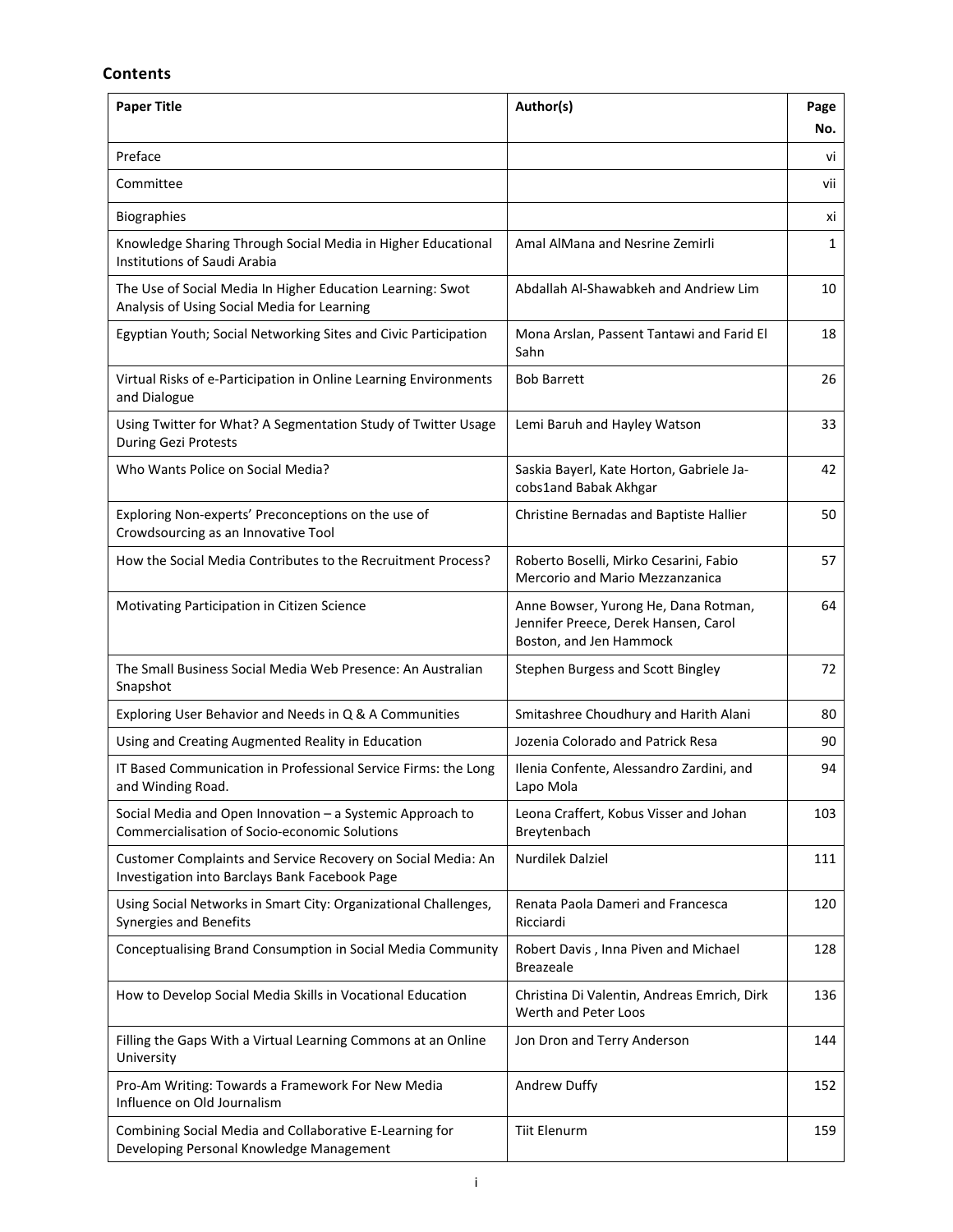## Contents

| Paper Title | Author(s) | Page No. |
|---|---|---|
| Preface | | vi |
| Committee | | vii |
| Biographies | | xi |
| Knowledge Sharing Through Social Media in Higher Educational Institutions of Saudi Arabia | Amal AlMana and Nesrine Zemirli | 1 |
| The Use of Social Media In Higher Education Learning: Swot Analysis of Using Social Media for Learning | Abdallah Al-Shawabkeh and Andriew Lim | 10 |
| Egyptian Youth; Social Networking Sites and Civic Participation | Mona Arslan, Passent Tantawi and Farid El Sahn | 18 |
| Virtual Risks of e-Participation in Online Learning Environments and Dialogue | Bob Barrett | 26 |
| Using Twitter for What? A Segmentation Study of Twitter Usage During Gezi Protests | Lemi Baruh and Hayley Watson | 33 |
| Who Wants Police on Social Media? | Saskia Bayerl, Kate Horton, Gabriele Ja-cobs1and Babak Akhgar | 42 |
| Exploring Non-experts' Preconceptions on the use of Crowdsourcing as an Innovative Tool | Christine Bernadas and Baptiste Hallier | 50 |
| How the Social Media Contributes to the Recruitment Process? | Roberto Boselli, Mirko Cesarini, Fabio Mercorio and Mario Mezzanzanica | 57 |
| Motivating Participation in Citizen Science | Anne Bowser, Yurong He, Dana Rotman, Jennifer Preece, Derek Hansen, Carol Boston, and Jen Hammock | 64 |
| The Small Business Social Media Web Presence: An Australian Snapshot | Stephen Burgess and Scott Bingley | 72 |
| Exploring User Behavior and Needs in Q & A Communities | Smitashree Choudhury and Harith Alani | 80 |
| Using and Creating Augmented Reality in Education | Jozenia Colorado and Patrick Resa | 90 |
| IT Based Communication in Professional Service Firms: the Long and Winding Road. | Ilenia Confente, Alessandro Zardini, and Lapo Mola | 94 |
| Social Media and Open Innovation – a Systemic Approach to Commercialisation of Socio-economic Solutions | Leona Craffert, Kobus Visser and Johan Breytenbach | 103 |
| Customer Complaints and Service Recovery on Social Media: An Investigation into Barclays Bank Facebook Page | Nurdilek Dalziel | 111 |
| Using Social Networks in Smart City: Organizational Challenges, Synergies and Benefits | Renata Paola Dameri and Francesca Ricciardi | 120 |
| Conceptualising Brand Consumption in Social Media Community | Robert Davis , Inna Piven and Michael Breazeale | 128 |
| How to Develop Social Media Skills in Vocational Education | Christina Di Valentin, Andreas Emrich, Dirk Werth and Peter Loos | 136 |
| Filling the Gaps With a Virtual Learning Commons at an Online University | Jon Dron and Terry Anderson | 144 |
| Pro-Am Writing: Towards a Framework For New Media Influence on Old Journalism | Andrew Duffy | 152 |
| Combining Social Media and Collaborative E-Learning for Developing Personal Knowledge Management | Tiit Elenurm | 159 |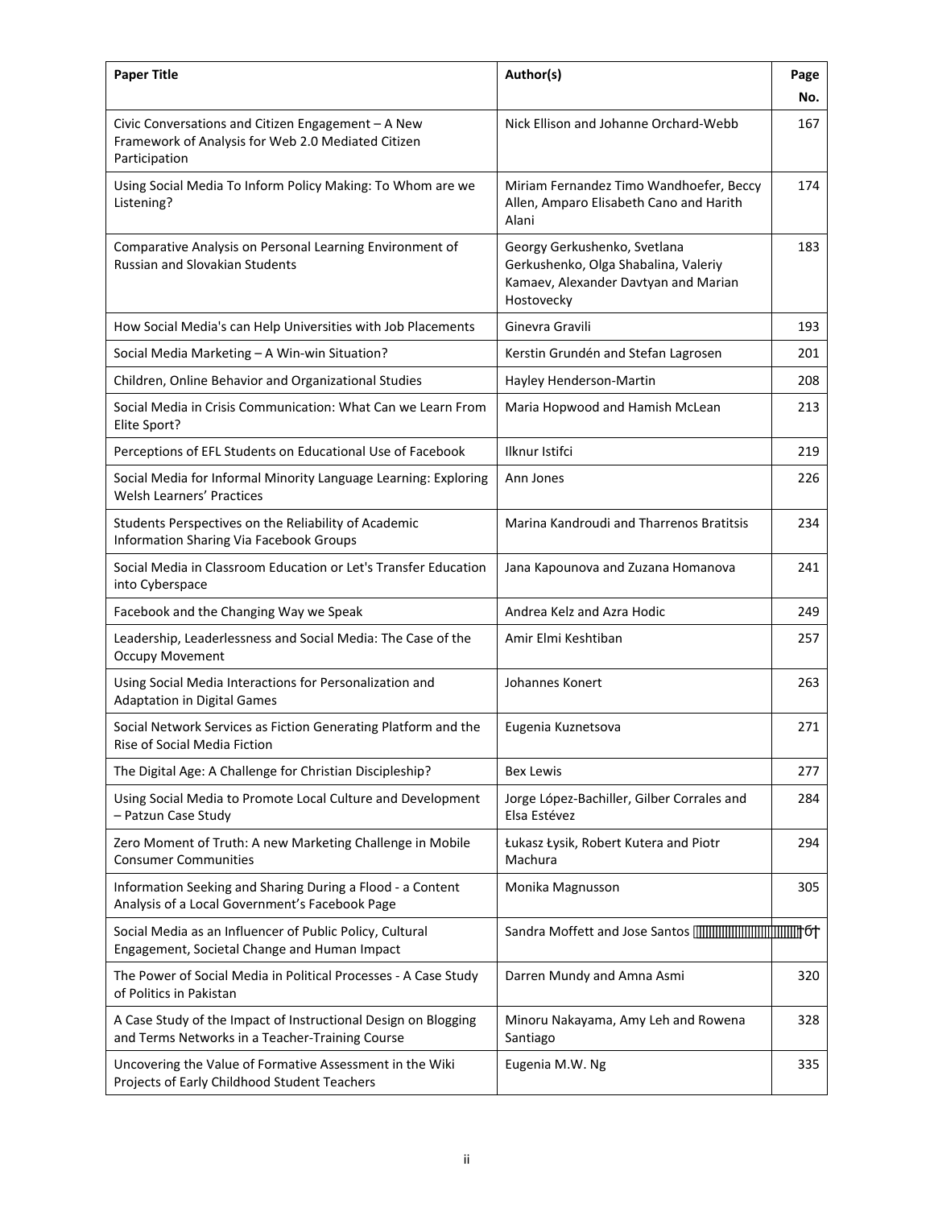| Paper Title | Author(s) | Page No. |
| --- | --- | --- |
| Civic Conversations and Citizen Engagement – A New Framework of Analysis for Web 2.0 Mediated Citizen Participation | Nick Ellison and Johanne Orchard-Webb | 167 |
| Using Social Media To Inform Policy Making: To Whom are we Listening? | Miriam Fernandez Timo Wandhoefer, Beccy Allen, Amparo Elisabeth Cano and Harith Alani | 174 |
| Comparative Analysis on Personal Learning Environment of Russian and Slovakian Students | Georgy Gerkushenko, Svetlana Gerkushenko, Olga Shabalina, Valeriy Kamaev, Alexander Davtyan and Marian Hostovecky | 183 |
| How Social Media's can Help Universities with Job Placements | Ginevra Gravili | 193 |
| Social Media Marketing – A Win-win Situation? | Kerstin Grundén and Stefan Lagrosen | 201 |
| Children, Online Behavior and Organizational Studies | Hayley Henderson-Martin | 208 |
| Social Media in Crisis Communication: What Can we Learn From Elite Sport? | Maria Hopwood and Hamish McLean | 213 |
| Perceptions of EFL Students on Educational Use of Facebook | Ilknur Istifci | 219 |
| Social Media for Informal Minority Language Learning: Exploring Welsh Learners' Practices | Ann Jones | 226 |
| Students Perspectives on the Reliability of Academic Information Sharing Via Facebook Groups | Marina Kandroudi and Tharrenos Bratitsis | 234 |
| Social Media in Classroom Education or Let's Transfer Education into Cyberspace | Jana Kapounova and Zuzana Homanova | 241 |
| Facebook and the Changing Way we Speak | Andrea Kelz and Azra Hodic | 249 |
| Leadership, Leaderlessness and Social Media: The Case of the Occupy Movement | Amir Elmi Keshtiban | 257 |
| Using Social Media Interactions for Personalization and Adaptation in Digital Games | Johannes Konert | 263 |
| Social Network Services as Fiction Generating Platform and the Rise of Social Media Fiction | Eugenia Kuznetsova | 271 |
| The Digital Age: A Challenge for Christian Discipleship? | Bex Lewis | 277 |
| Using Social Media to Promote Local Culture and Development – Patzun Case Study | Jorge López-Bachiller, Gilber Corrales and Elsa Estévez | 284 |
| Zero Moment of Truth: A new Marketing Challenge in Mobile Consumer Communities | Łukasz Łysik, Robert Kutera and Piotr Machura | 294 |
| Information Seeking and Sharing During a Flood - a Content Analysis of a Local Government's Facebook Page | Monika Magnusson | 305 |
| Social Media as an Influencer of Public Policy, Cultural Engagement, Societal Change and Human Impact | Sandra Moffett and Jose Santos | 31 |
| The Power of Social Media in Political Processes - A Case Study of Politics in Pakistan | Darren Mundy and Amna Asmi | 320 |
| A Case Study of the Impact of Instructional Design on Blogging and Terms Networks in a Teacher-Training Course | Minoru Nakayama, Amy Leh and Rowena Santiago | 328 |
| Uncovering the Value of Formative Assessment in the Wiki Projects of Early Childhood Student Teachers | Eugenia M.W. Ng | 335 |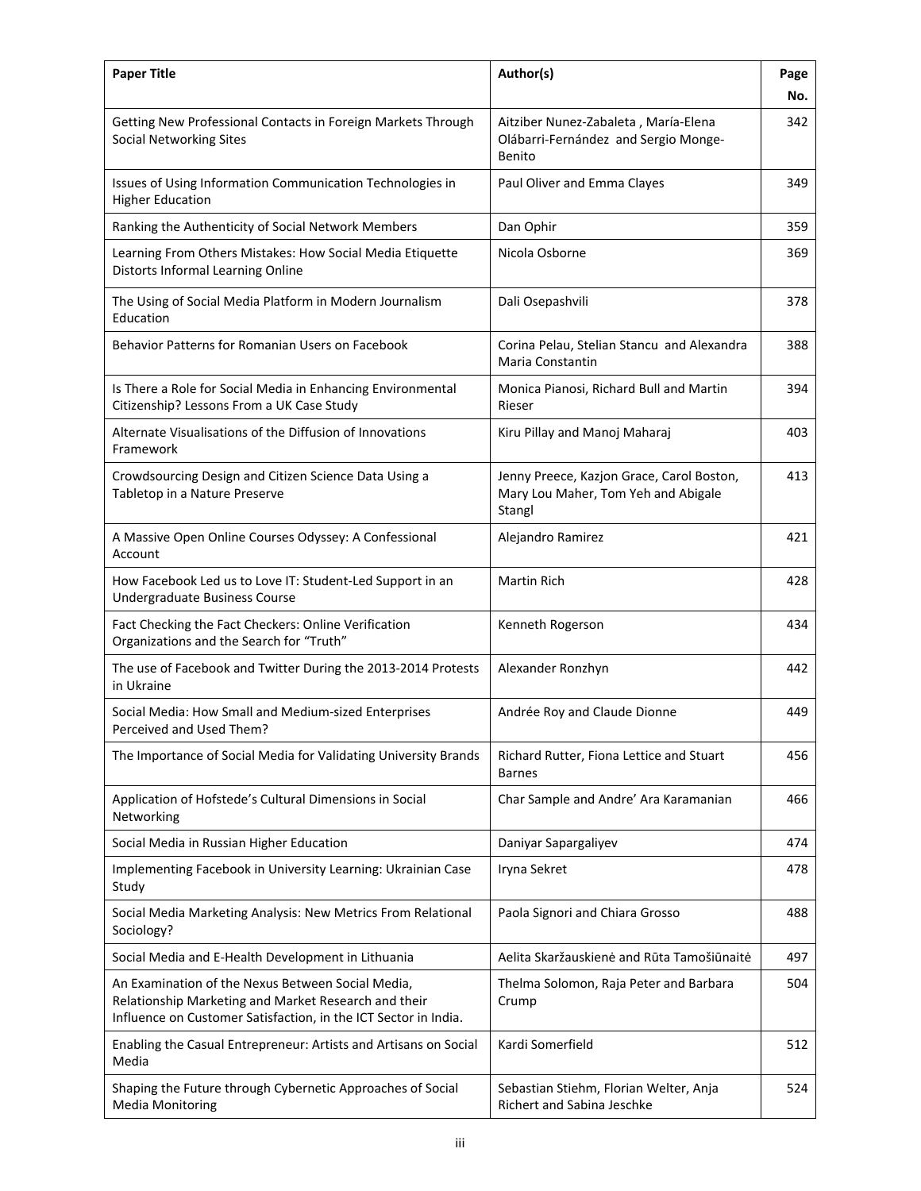| Paper Title | Author(s) | Page No. |
|---|---|---|
| Getting New Professional Contacts in Foreign Markets Through Social Networking Sites | Aitziber Nunez-Zabaleta , María-Elena Olábarri-Fernández and Sergio Monge-Benito | 342 |
| Issues of Using Information Communication Technologies in Higher Education | Paul Oliver and Emma Clayes | 349 |
| Ranking the Authenticity of Social Network Members | Dan Ophir | 359 |
| Learning From Others Mistakes: How Social Media Etiquette Distorts Informal Learning Online | Nicola Osborne | 369 |
| The Using of Social Media Platform in Modern Journalism Education | Dali Osepashvili | 378 |
| Behavior Patterns for Romanian Users on Facebook | Corina Pelau, Stelian Stancu and Alexandra Maria Constantin | 388 |
| Is There a Role for Social Media in Enhancing Environmental Citizenship? Lessons From a UK Case Study | Monica Pianosi, Richard Bull and Martin Rieser | 394 |
| Alternate Visualisations of the Diffusion of Innovations Framework | Kiru Pillay and Manoj Maharaj | 403 |
| Crowdsourcing Design and Citizen Science Data Using a Tabletop in a Nature Preserve | Jenny Preece, Kazjon Grace, Carol Boston, Mary Lou Maher, Tom Yeh and Abigale Stangl | 413 |
| A Massive Open Online Courses Odyssey: A Confessional Account | Alejandro Ramirez | 421 |
| How Facebook Led us to Love IT: Student-Led Support in an Undergraduate Business Course | Martin Rich | 428 |
| Fact Checking the Fact Checkers: Online Verification Organizations and the Search for "Truth" | Kenneth Rogerson | 434 |
| The use of Facebook and Twitter During the 2013-2014 Protests in Ukraine | Alexander Ronzhyn | 442 |
| Social Media: How Small and Medium-sized Enterprises Perceived and Used Them? | Andrée Roy and Claude Dionne | 449 |
| The Importance of Social Media for Validating University Brands | Richard Rutter, Fiona Lettice and Stuart Barnes | 456 |
| Application of Hofstede's Cultural Dimensions in Social Networking | Char Sample and Andre' Ara Karamanian | 466 |
| Social Media in Russian Higher Education | Daniyar Sapargaliyev | 474 |
| Implementing Facebook in University Learning: Ukrainian Case Study | Iryna Sekret | 478 |
| Social Media Marketing Analysis: New Metrics From Relational Sociology? | Paola Signori and Chiara Grosso | 488 |
| Social Media and E-Health Development in Lithuania | Aelita Skaržauskienė and Rūta Tamošiūnaitė | 497 |
| An Examination of the Nexus Between Social Media, Relationship Marketing and Market Research and their Influence on Customer Satisfaction, in the ICT Sector in India. | Thelma Solomon, Raja Peter and Barbara Crump | 504 |
| Enabling the Casual Entrepreneur: Artists and Artisans on Social Media | Kardi Somerfield | 512 |
| Shaping the Future through Cybernetic Approaches of Social Media Monitoring | Sebastian Stiehm, Florian Welter, Anja Richert and Sabina Jeschke | 524 |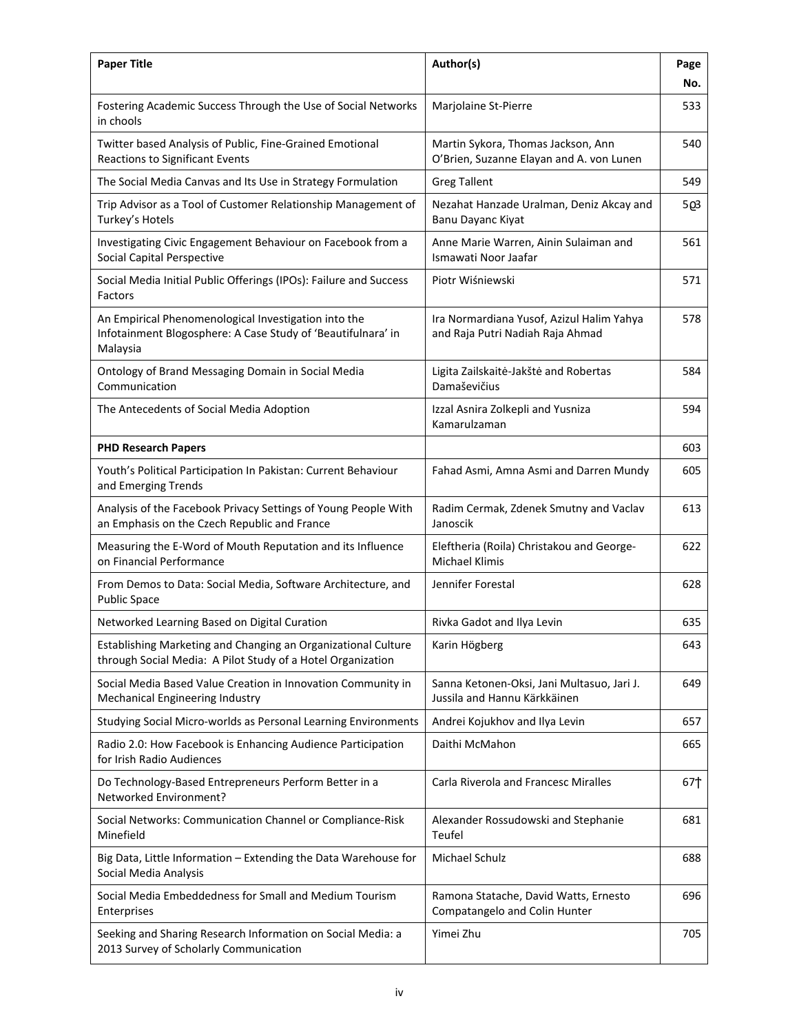| Paper Title | Author(s) | Page No. |
|---|---|---|
| Fostering Academic Success Through the Use of Social Networks in chools | Marjolaine St-Pierre | 533 |
| Twitter based Analysis of Public, Fine-Grained Emotional Reactions to Significant Events | Martin Sykora, Thomas Jackson, Ann O'Brien, Suzanne Elayan and A. von Lunen | 540 |
| The Social Media Canvas and Its Use in Strategy Formulation | Greg Tallent | 549 |
| Trip Advisor as a Tool of Customer Relationship Management of Turkey's Hotels | Nezahat Hanzade Uralman, Deniz Akcay and Banu Dayanc Kiyat | 5ϱ3 |
| Investigating Civic Engagement Behaviour on Facebook from a Social Capital Perspective | Anne Marie Warren, Ainin Sulaiman and Ismawati Noor Jaafar | 561 |
| Social Media Initial Public Offerings (IPOs): Failure and Success Factors | Piotr Wiśniewski | 571 |
| An Empirical Phenomenological Investigation into the Infotainment Blogosphere: A Case Study of 'Beautifulnara' in Malaysia | Ira Normardiana Yusof, Azizul Halim Yahya and Raja Putri Nadiah Raja Ahmad | 578 |
| Ontology of Brand Messaging Domain in Social Media Communication | Ligita Zailskaitė-Jakštė and Robertas Damaševičius | 584 |
| The Antecedents of Social Media Adoption | Izzal Asnira Zolkepli and Yusniza Kamarulzaman | 594 |
| **PHD Research Papers** | | 603 |
| Youth's Political Participation In Pakistan: Current Behaviour and Emerging Trends | Fahad Asmi, Amna Asmi and Darren Mundy | 605 |
| Analysis of the Facebook Privacy Settings of Young People With an Emphasis on the Czech Republic and France | Radim Cermak, Zdenek Smutny and Vaclav Janoscik | 613 |
| Measuring the E-Word of Mouth Reputation and its Influence on Financial Performance | Eleftheria (Roila) Christakou and George-Michael Klimis | 622 |
| From Demos to Data: Social Media, Software Architecture, and Public Space | Jennifer Forestal | 628 |
| Networked Learning Based on Digital Curation | Rivka Gadot and Ilya Levin | 635 |
| Establishing Marketing and Changing an Organizational Culture through Social Media: A Pilot Study of a Hotel Organization | Karin Högberg | 643 |
| Social Media Based Value Creation in Innovation Community in Mechanical Engineering Industry | Sanna Ketonen-Oksi, Jani Multasuo, Jari J. Jussila and Hannu Kärkkäinen | 649 |
| Studying Social Micro-worlds as Personal Learning Environments | Andrei Kojukhov and Ilya Levin | 657 |
| Radio 2.0: How Facebook is Enhancing Audience Participation for Irish Radio Audiences | Daithi McMahon | 665 |
| Do Technology-Based Entrepreneurs Perform Better in a Networked Environment? | Carla Riverola and Francesc Miralles | 67† |
| Social Networks: Communication Channel or Compliance-Risk Minefield | Alexander Rossudowski and Stephanie Teufel | 681 |
| Big Data, Little Information – Extending the Data Warehouse for Social Media Analysis | Michael Schulz | 688 |
| Social Media Embeddedness for Small and Medium Tourism Enterprises | Ramona Statache, David Watts, Ernesto Compatangelo and Colin Hunter | 696 |
| Seeking and Sharing Research Information on Social Media: a 2013 Survey of Scholarly Communication | Yimei Zhu | 705 |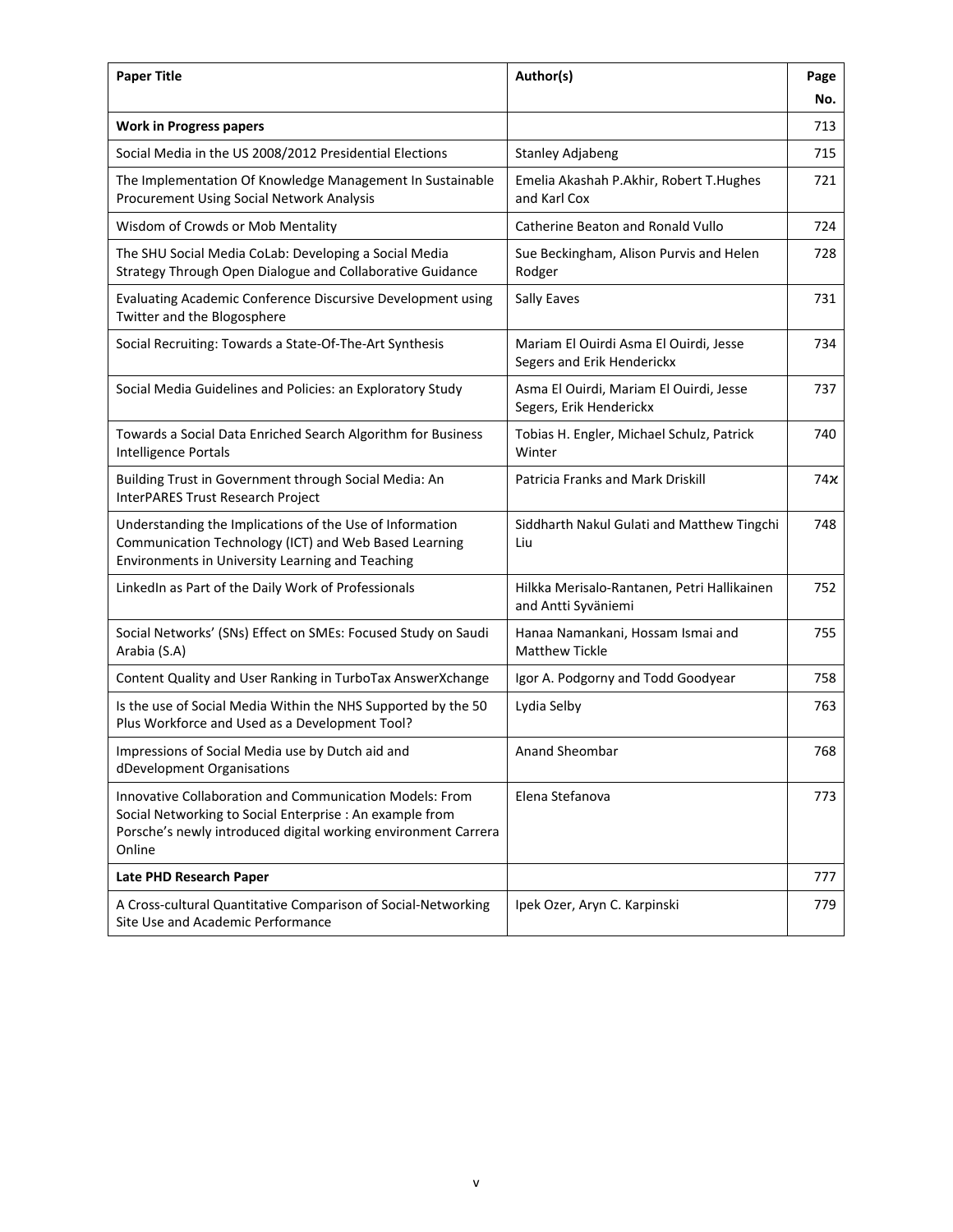| Paper Title | Author(s) | Page No. |
|---|---|---|
| **Work in Progress papers** | | 713 |
| Social Media in the US 2008/2012 Presidential Elections | Stanley Adjabeng | 715 |
| The Implementation Of Knowledge Management In Sustainable Procurement Using Social Network Analysis | Emelia Akashah P.Akhir, Robert T.Hughes and Karl Cox | 721 |
| Wisdom of Crowds or Mob Mentality | Catherine Beaton and Ronald Vullo | 724 |
| The SHU Social Media CoLab: Developing a Social Media Strategy Through Open Dialogue and Collaborative Guidance | Sue Beckingham, Alison Purvis and Helen Rodger | 728 |
| Evaluating Academic Conference Discursive Development using Twitter and the Blogosphere | Sally Eaves | 731 |
| Social Recruiting: Towards a State-Of-The-Art Synthesis | Mariam El Ouirdi Asma El Ouirdi, Jesse Segers and Erik Henderickx | 734 |
| Social Media Guidelines and Policies: an Exploratory Study | Asma El Ouirdi, Mariam El Ouirdi, Jesse Segers, Erik Henderickx | 737 |
| Towards a Social Data Enriched Search Algorithm for Business Intelligence Portals | Tobias H. Engler, Michael Schulz, Patrick Winter | 740 |
| Building Trust in Government through Social Media: An InterPARES Trust Research Project | Patricia Franks and Mark Driskill | 74x |
| Understanding the Implications of the Use of Information Communication Technology (ICT) and Web Based Learning Environments in University Learning and Teaching | Siddharth Nakul Gulati and Matthew Tingchi Liu | 748 |
| LinkedIn as Part of the Daily Work of Professionals | Hilkka Merisalo-Rantanen, Petri Hallikainen and Antti Syväniemi | 752 |
| Social Networks' (SNs) Effect on SMEs: Focused Study on Saudi Arabia (S.A) | Hanaa Namankani, Hossam Ismai and Matthew Tickle | 755 |
| Content Quality and User Ranking in TurboTax AnswerXchange | Igor A. Podgorny and Todd Goodyear | 758 |
| Is the use of Social Media Within the NHS Supported by the 50 Plus Workforce and Used as a Development Tool? | Lydia Selby | 763 |
| Impressions of Social Media use by Dutch aid and dDevelopment Organisations | Anand Sheombar | 768 |
| Innovative Collaboration and Communication Models: From Social Networking to Social Enterprise : An example from Porsche's newly introduced digital working environment Carrera Online | Elena Stefanova | 773 |
| **Late PHD Research Paper** | | 777 |
| A Cross-cultural Quantitative Comparison of Social-Networking Site Use and Academic Performance | Ipek Ozer, Aryn C. Karpinski | 779 |